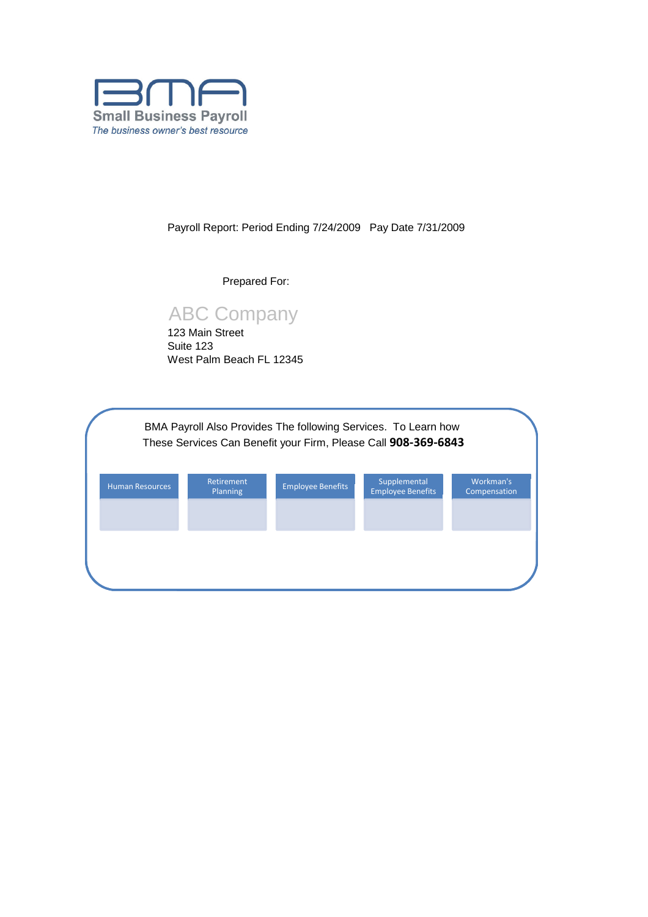BMA

Small Business Payroll

*The business owner's best resource*

Payroll Report: Period Ending 7/24/2009 Pay Date 7/31/2009

Prepared For:

# ABC Company

123 Main Street
Suite 123
West Palm Beach FL 12345

BMA Payroll Also Provides The following Services. To Learn how These Services Can Benefit your Firm, Please Call **908-369-6843**

- Human Resources
- Retirement Planning
- Employee Benefits
- Supplemental Employee Benefits
- Workman's Compensation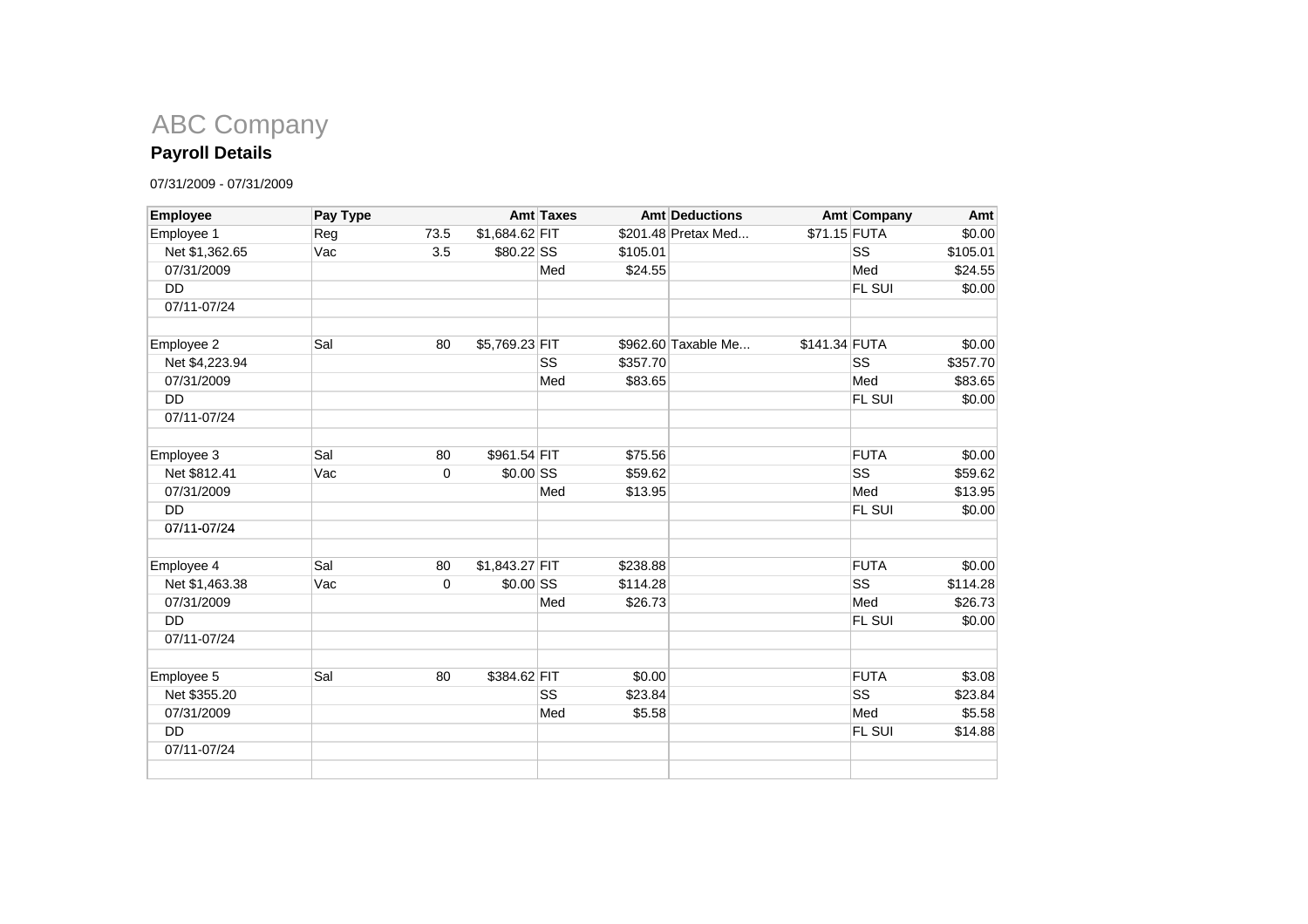# ABC Company

## Payroll Details

07/31/2009 - 07/31/2009

| Employee | Pay Type | | Amt | Taxes | Amt | Deductions | Amt | Company | Amt |
|---|---|---|---|---|---|---|---|---|---|
| Employee 1 | Reg | 73.5 | $1,684.62 | FIT | $201.48 | Pretax Med... | $71.15 | FUTA | $0.00 |
| Net $1,362.65 | Vac | 3.5 | $80.22 | SS | $105.01 | | | SS | $105.01 |
| 07/31/2009 | | | | Med | $24.55 | | | Med | $24.55 |
| DD | | | | | | | | FL SUI | $0.00 |
| 07/11-07/24 | | | | | | | | | |
| | | | | | | | | | |
| Employee 2 | Sal | 80 | $5,769.23 | FIT | $962.60 | Taxable Me... | $141.34 | FUTA | $0.00 |
| Net $4,223.94 | | | | SS | $357.70 | | | SS | $357.70 |
| 07/31/2009 | | | | Med | $83.65 | | | Med | $83.65 |
| DD | | | | | | | | FL SUI | $0.00 |
| 07/11-07/24 | | | | | | | | | |
| | | | | | | | | | |
| Employee 3 | Sal | 80 | $961.54 | FIT | $75.56 | | | FUTA | $0.00 |
| Net $812.41 | Vac | 0 | $0.00 | SS | $59.62 | | | SS | $59.62 |
| 07/31/2009 | | | | Med | $13.95 | | | Med | $13.95 |
| DD | | | | | | | | FL SUI | $0.00 |
| 07/11-07/24 | | | | | | | | | |
| | | | | | | | | | |
| Employee 4 | Sal | 80 | $1,843.27 | FIT | $238.88 | | | FUTA | $0.00 |
| Net $1,463.38 | Vac | 0 | $0.00 | SS | $114.28 | | | SS | $114.28 |
| 07/31/2009 | | | | Med | $26.73 | | | Med | $26.73 |
| DD | | | | | | | | FL SUI | $0.00 |
| 07/11-07/24 | | | | | | | | | |
| | | | | | | | | | |
| Employee 5 | Sal | 80 | $384.62 | FIT | $0.00 | | | FUTA | $3.08 |
| Net $355.20 | | | | SS | $23.84 | | | SS | $23.84 |
| 07/31/2009 | | | | Med | $5.58 | | | Med | $5.58 |
| DD | | | | | | | | FL SUI | $14.88 |
| 07/11-07/24 | | | | | | | | | |
| | | | | | | | | | |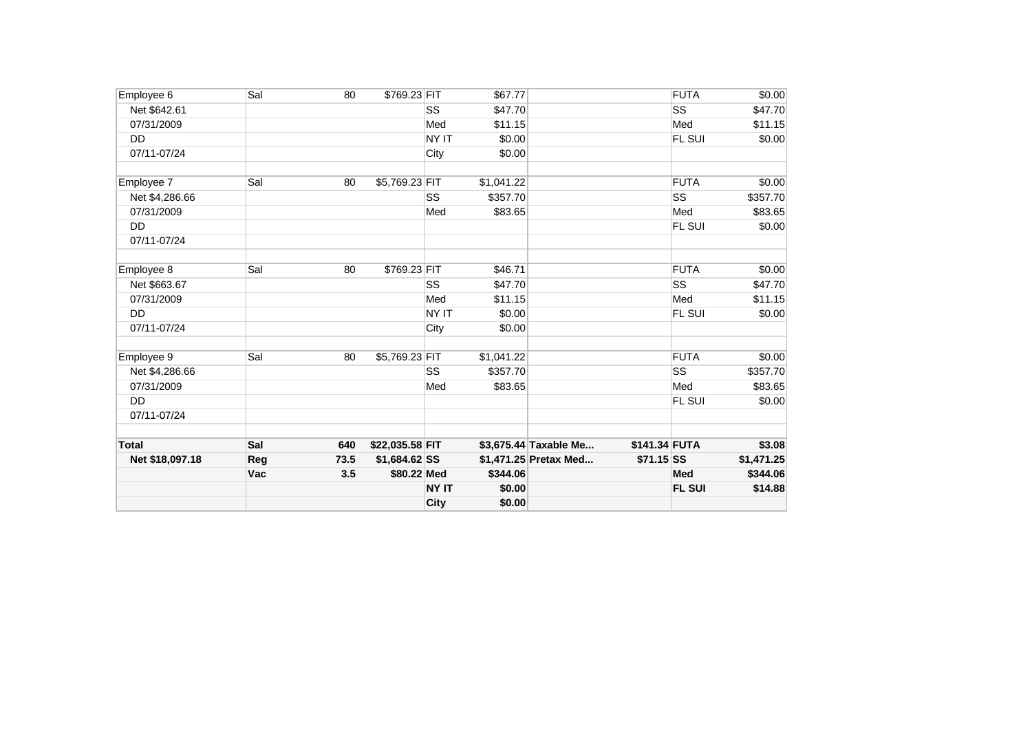| | | | | | | | | | |
|---|---|---|---|---|---|---|---|---|---|
| Employee 6 | Sal | 80 | $769.23 | FIT | $67.77 | | | FUTA | $0.00 |
| Net $642.61 | | | | SS | $47.70 | | | SS | $47.70 |
| 07/31/2009 | | | | Med | $11.15 | | | Med | $11.15 |
| DD | | | | NY IT | $0.00 | | | FL SUI | $0.00 |
| 07/11-07/24 | | | | City | $0.00 | | | | |
| | | | | | | | | | |
| Employee 7 | Sal | 80 | $5,769.23 | FIT | $1,041.22 | | | FUTA | $0.00 |
| Net $4,286.66 | | | | SS | $357.70 | | | SS | $357.70 |
| 07/31/2009 | | | | Med | $83.65 | | | Med | $83.65 |
| DD | | | | | | | | FL SUI | $0.00 |
| 07/11-07/24 | | | | | | | | | |
| | | | | | | | | | |
| Employee 8 | Sal | 80 | $769.23 | FIT | $46.71 | | | FUTA | $0.00 |
| Net $663.67 | | | | SS | $47.70 | | | SS | $47.70 |
| 07/31/2009 | | | | Med | $11.15 | | | Med | $11.15 |
| DD | | | | NY IT | $0.00 | | | FL SUI | $0.00 |
| 07/11-07/24 | | | | City | $0.00 | | | | |
| | | | | | | | | | |
| Employee 9 | Sal | 80 | $5,769.23 | FIT | $1,041.22 | | | FUTA | $0.00 |
| Net $4,286.66 | | | | SS | $357.70 | | | SS | $357.70 |
| 07/31/2009 | | | | Med | $83.65 | | | Med | $83.65 |
| DD | | | | | | | | FL SUI | $0.00 |
| 07/11-07/24 | | | | | | | | | |
| | | | | | | | | | |
| **Total** | **Sal** | **640** | **$22,035.58** | **FIT** | **$3,675.44** | **Taxable Me...** | **$141.34** | **FUTA** | **$3.08** |
| **Net $18,097.18** | **Reg** | **73.5** | **$1,684.62** | **SS** | **$1,471.25** | **Pretax Med...** | **$71.15** | **SS** | **$1,471.25** |
| | **Vac** | **3.5** | **$80.22** | **Med** | **$344.06** | | | **Med** | **$344.06** |
| | | | | **NY IT** | **$0.00** | | | **FL SUI** | **$14.88** |
| | | | | **City** | **$0.00** | | | | |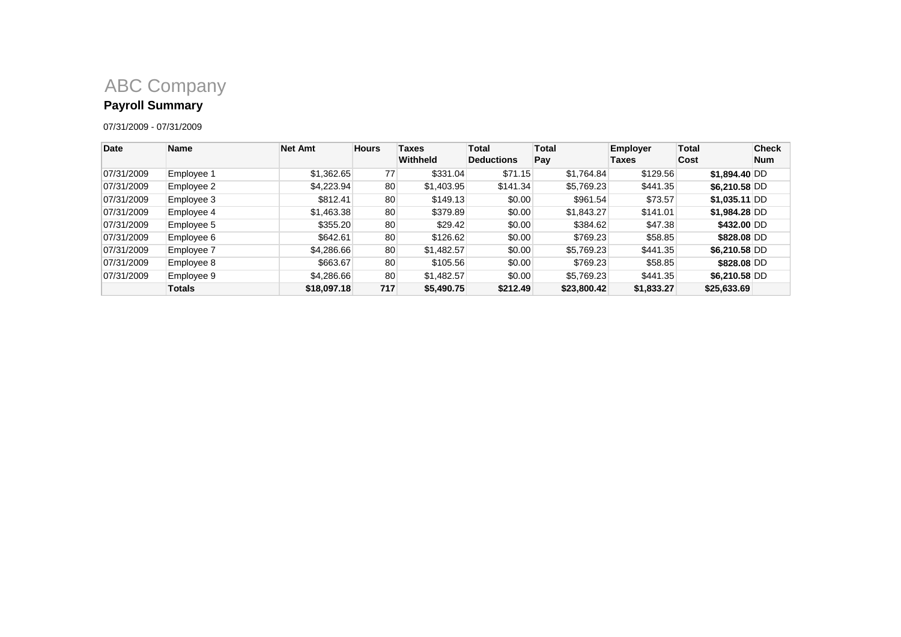# ABC Company

## Payroll Summary

07/31/2009 - 07/31/2009

| Date | Name | Net Amt | Hours | Taxes Withheld | Total Deductions | Total Pay | Employer Taxes | Total Cost | Check Num |
|---|---|---|---|---|---|---|---|---|---|
| 07/31/2009 | Employee 1 | $1,362.65 | 77 | $331.04 | $71.15 | $1,764.84 | $129.56 | **$1,894.40** | DD |
| 07/31/2009 | Employee 2 | $4,223.94 | 80 | $1,403.95 | $141.34 | $5,769.23 | $441.35 | **$6,210.58** | DD |
| 07/31/2009 | Employee 3 | $812.41 | 80 | $149.13 | $0.00 | $961.54 | $73.57 | **$1,035.11** | DD |
| 07/31/2009 | Employee 4 | $1,463.38 | 80 | $379.89 | $0.00 | $1,843.27 | $141.01 | **$1,984.28** | DD |
| 07/31/2009 | Employee 5 | $355.20 | 80 | $29.42 | $0.00 | $384.62 | $47.38 | **$432.00** | DD |
| 07/31/2009 | Employee 6 | $642.61 | 80 | $126.62 | $0.00 | $769.23 | $58.85 | **$828.08** | DD |
| 07/31/2009 | Employee 7 | $4,286.66 | 80 | $1,482.57 | $0.00 | $5,769.23 | $441.35 | **$6,210.58** | DD |
| 07/31/2009 | Employee 8 | $663.67 | 80 | $105.56 | $0.00 | $769.23 | $58.85 | **$828.08** | DD |
| 07/31/2009 | Employee 9 | $4,286.66 | 80 | $1,482.57 | $0.00 | $5,769.23 | $441.35 | **$6,210.58** | DD |
| | **Totals** | **$18,097.18** | **717** | **$5,490.75** | **$212.49** | **$23,800.42** | **$1,833.27** | **$25,633.69** | |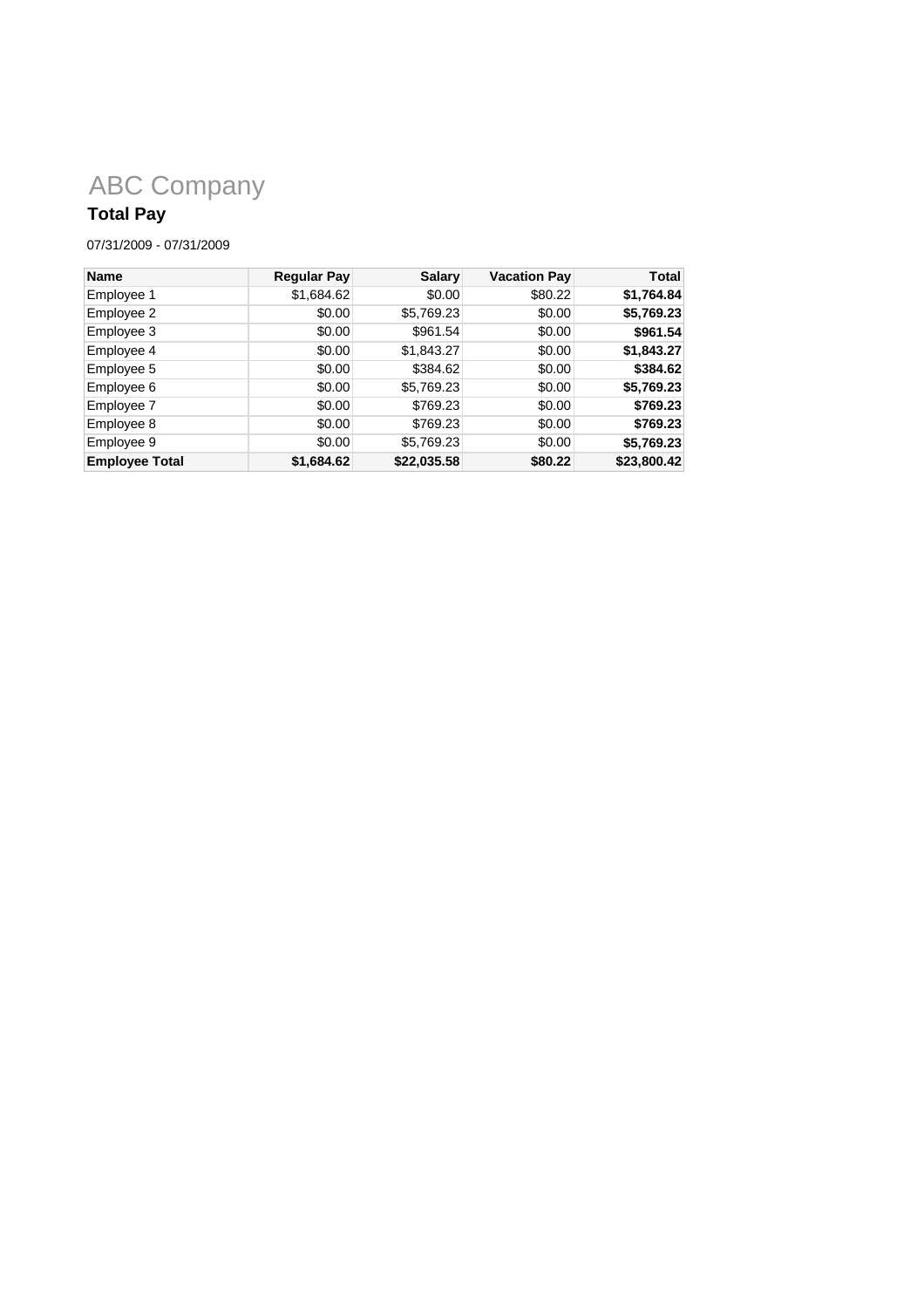# ABC Company

## Total Pay

07/31/2009 - 07/31/2009

| Name | Regular Pay | Salary | Vacation Pay | Total |
|---|---|---|---|---|
| Employee 1 | $1,684.62 | $0.00 | $80.22 | **$1,764.84** |
| Employee 2 | $0.00 | $5,769.23 | $0.00 | **$5,769.23** |
| Employee 3 | $0.00 | $961.54 | $0.00 | **$961.54** |
| Employee 4 | $0.00 | $1,843.27 | $0.00 | **$1,843.27** |
| Employee 5 | $0.00 | $384.62 | $0.00 | **$384.62** |
| Employee 6 | $0.00 | $5,769.23 | $0.00 | **$5,769.23** |
| Employee 7 | $0.00 | $769.23 | $0.00 | **$769.23** |
| Employee 8 | $0.00 | $769.23 | $0.00 | **$769.23** |
| Employee 9 | $0.00 | $5,769.23 | $0.00 | **$5,769.23** |
| **Employee Total** | **$1,684.62** | **$22,035.58** | **$80.22** | **$23,800.42** |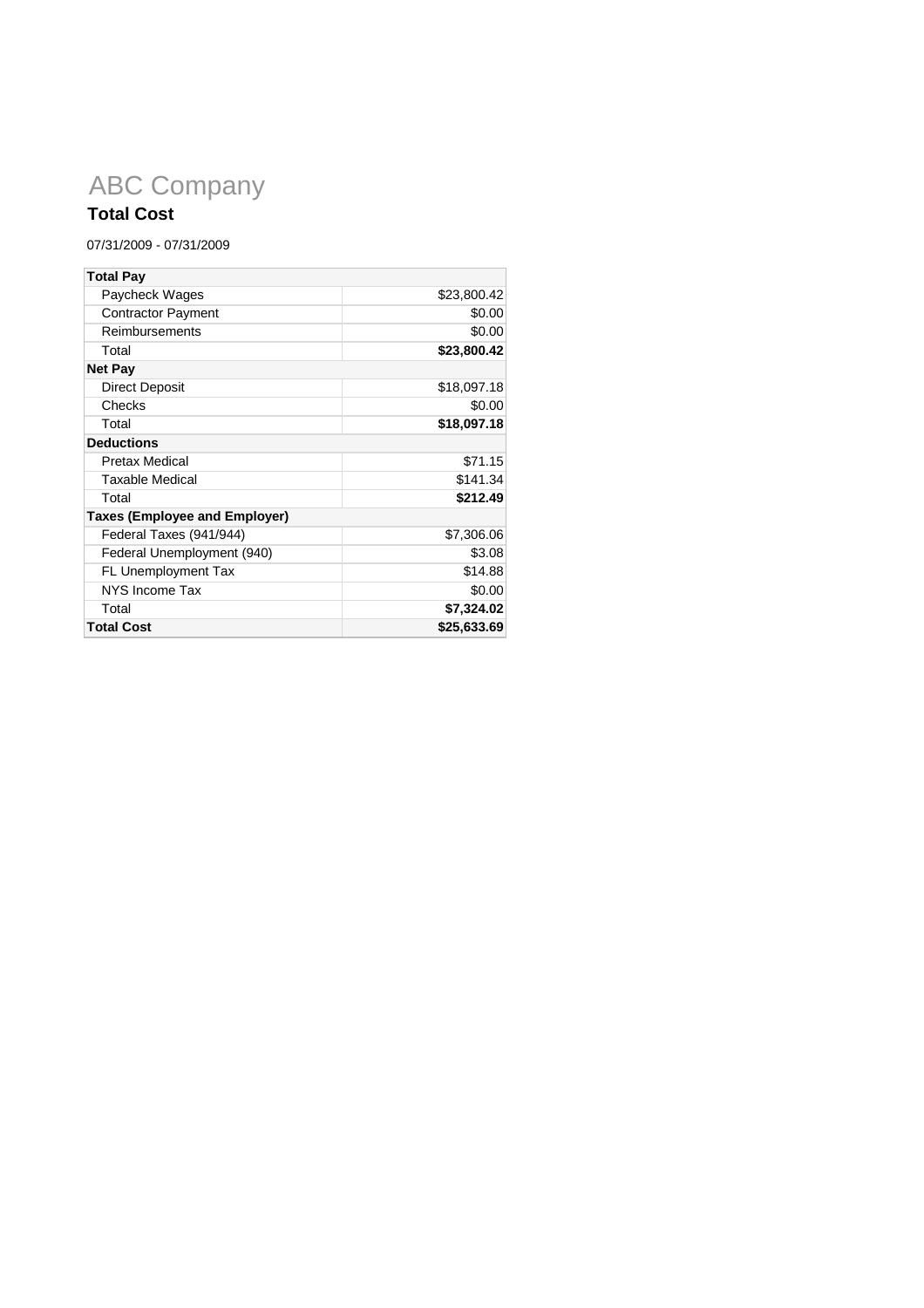# ABC Company

## Total Cost

07/31/2009 - 07/31/2009

| | |
|---|---|
| **Total Pay** | |
| Paycheck Wages | $23,800.42 |
| Contractor Payment | $0.00 |
| Reimbursements | $0.00 |
| Total | **$23,800.42** |
| **Net Pay** | |
| Direct Deposit | $18,097.18 |
| Checks | $0.00 |
| Total | **$18,097.18** |
| **Deductions** | |
| Pretax Medical | $71.15 |
| Taxable Medical | $141.34 |
| Total | **$212.49** |
| **Taxes (Employee and Employer)** | |
| Federal Taxes (941/944) | $7,306.06 |
| Federal Unemployment (940) | $3.08 |
| FL Unemployment Tax | $14.88 |
| NYS Income Tax | $0.00 |
| Total | **$7,324.02** |
| **Total Cost** | **$25,633.69** |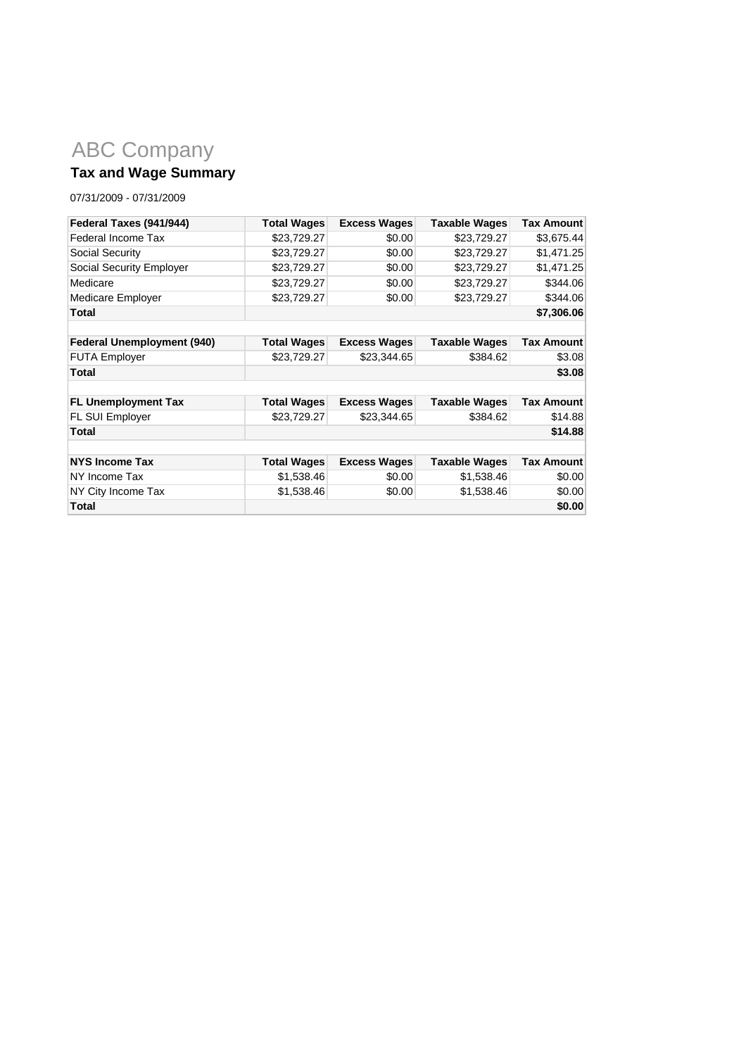# ABC Company

## Tax and Wage Summary

07/31/2009 - 07/31/2009

| Federal Taxes (941/944) | Total Wages | Excess Wages | Taxable Wages | Tax Amount |
|---|---|---|---|---|
| Federal Income Tax | $23,729.27 | $0.00 | $23,729.27 | $3,675.44 |
| Social Security | $23,729.27 | $0.00 | $23,729.27 | $1,471.25 |
| Social Security Employer | $23,729.27 | $0.00 | $23,729.27 | $1,471.25 |
| Medicare | $23,729.27 | $0.00 | $23,729.27 | $344.06 |
| Medicare Employer | $23,729.27 | $0.00 | $23,729.27 | $344.06 |
| **Total** | | | | **$7,306.06** |

| Federal Unemployment (940) | Total Wages | Excess Wages | Taxable Wages | Tax Amount |
|---|---|---|---|---|
| FUTA Employer | $23,729.27 | $23,344.65 | $384.62 | $3.08 |
| **Total** | | | | **$3.08** |

| FL Unemployment Tax | Total Wages | Excess Wages | Taxable Wages | Tax Amount |
|---|---|---|---|---|
| FL SUI Employer | $23,729.27 | $23,344.65 | $384.62 | $14.88 |
| **Total** | | | | **$14.88** |

| NYS Income Tax | Total Wages | Excess Wages | Taxable Wages | Tax Amount |
|---|---|---|---|---|
| NY Income Tax | $1,538.46 | $0.00 | $1,538.46 | $0.00 |
| NY City Income Tax | $1,538.46 | $0.00 | $1,538.46 | $0.00 |
| **Total** | | | | **$0.00** |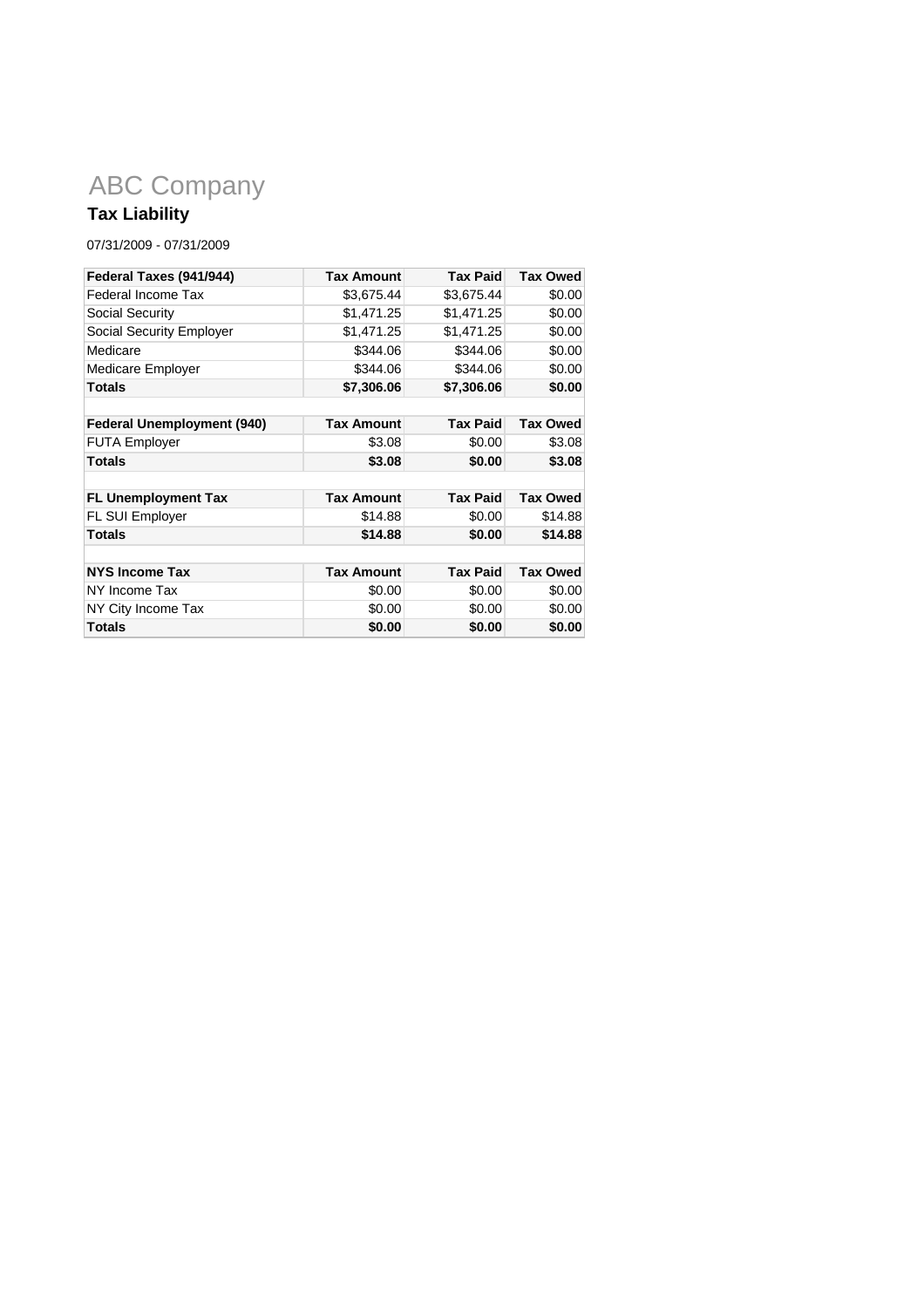# ABC Company

## Tax Liability

07/31/2009 - 07/31/2009

| Federal Taxes (941/944) | Tax Amount | Tax Paid | Tax Owed |
|---|---|---|---|
| Federal Income Tax | $3,675.44 | $3,675.44 | $0.00 |
| Social Security | $1,471.25 | $1,471.25 | $0.00 |
| Social Security Employer | $1,471.25 | $1,471.25 | $0.00 |
| Medicare | $344.06 | $344.06 | $0.00 |
| Medicare Employer | $344.06 | $344.06 | $0.00 |
| **Totals** | **$7,306.06** | **$7,306.06** | **$0.00** |
| | | | |
| **Federal Unemployment (940)** | **Tax Amount** | **Tax Paid** | **Tax Owed** |
| FUTA Employer | $3.08 | $0.00 | $3.08 |
| **Totals** | **$3.08** | **$0.00** | **$3.08** |
| | | | |
| **FL Unemployment Tax** | **Tax Amount** | **Tax Paid** | **Tax Owed** |
| FL SUI Employer | $14.88 | $0.00 | $14.88 |
| **Totals** | **$14.88** | **$0.00** | **$14.88** |
| | | | |
| **NYS Income Tax** | **Tax Amount** | **Tax Paid** | **Tax Owed** |
| NY Income Tax | $0.00 | $0.00 | $0.00 |
| NY City Income Tax | $0.00 | $0.00 | $0.00 |
| **Totals** | **$0.00** | **$0.00** | **$0.00** |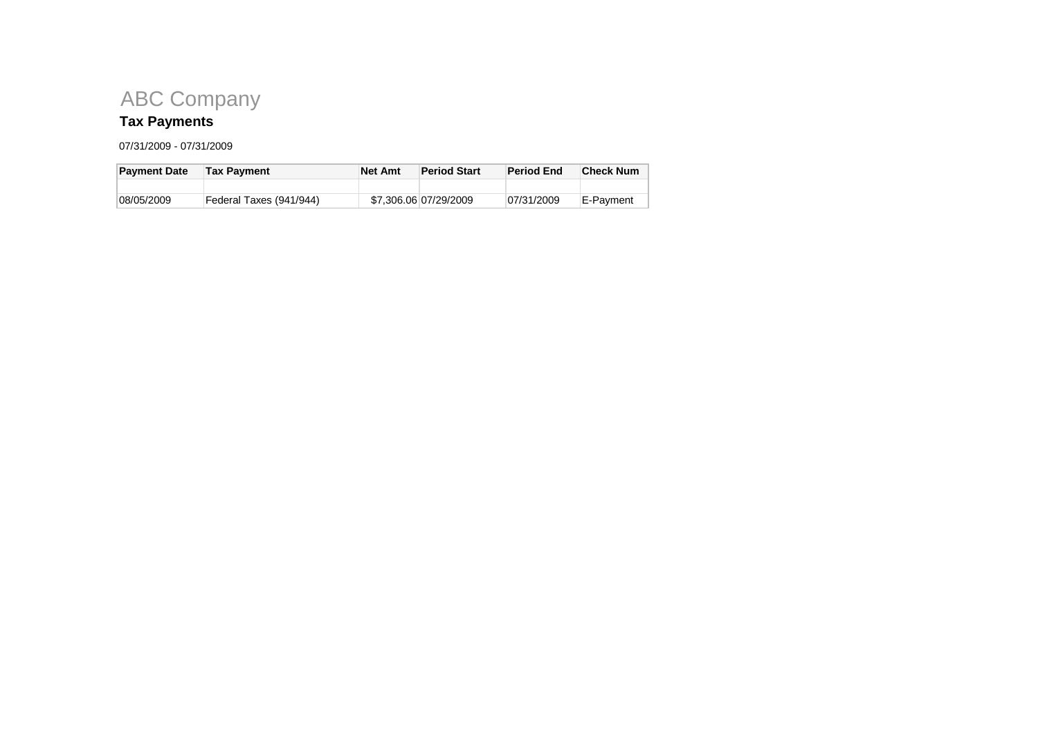# ABC Company

## Tax Payments

07/31/2009 - 07/31/2009

| Payment Date | Tax Payment | Net Amt | Period Start | Period End | Check Num |
|---|---|---|---|---|---|
| | | | | | |
| 08/05/2009 | Federal Taxes (941/944) | $7,306.06 | 07/29/2009 | 07/31/2009 | E-Payment |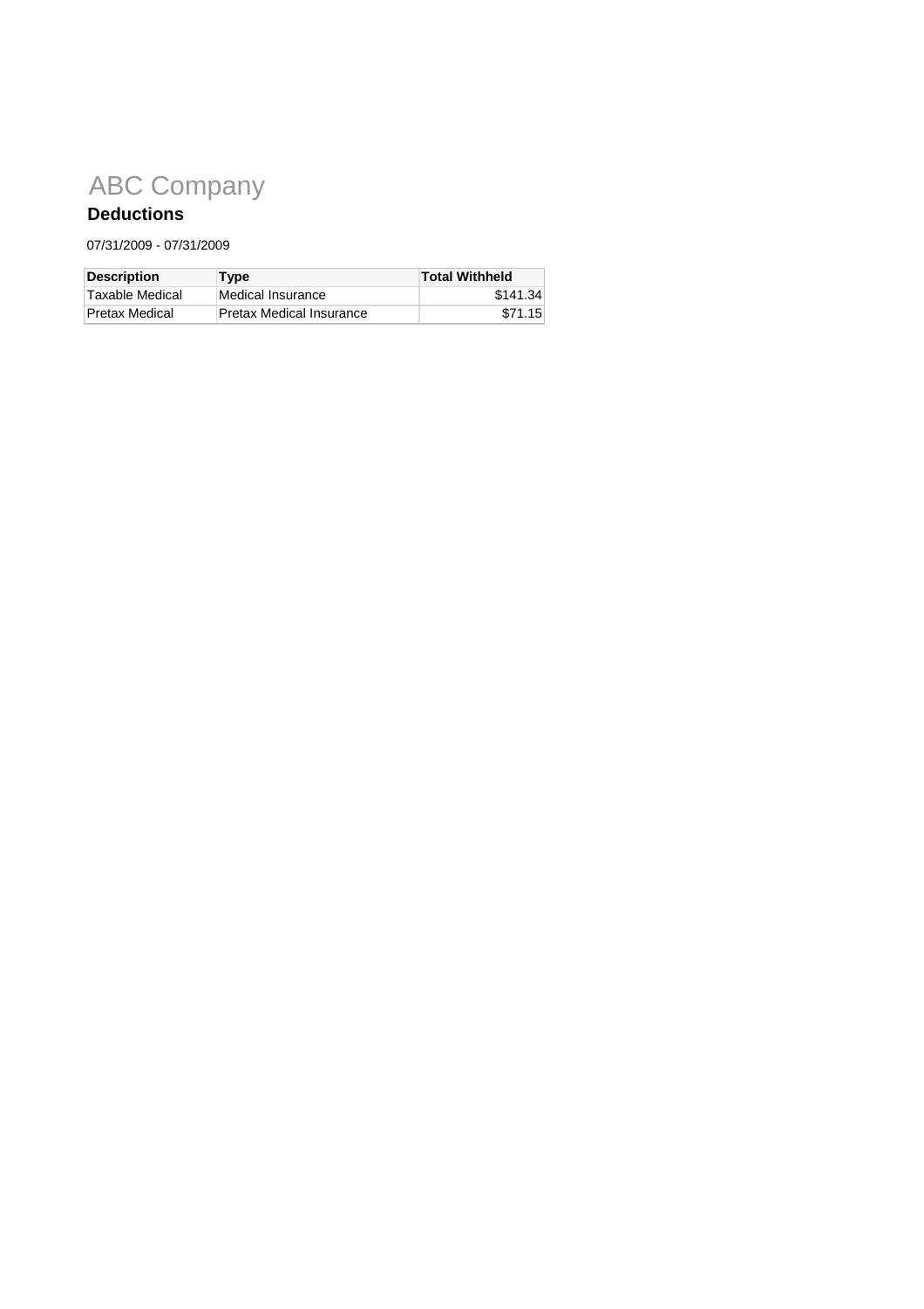# ABC Company

## Deductions

07/31/2009 - 07/31/2009

| Description | Type | Total Withheld |
|---|---|---|
| Taxable Medical | Medical Insurance | $141.34 |
| Pretax Medical | Pretax Medical Insurance | $71.15 |